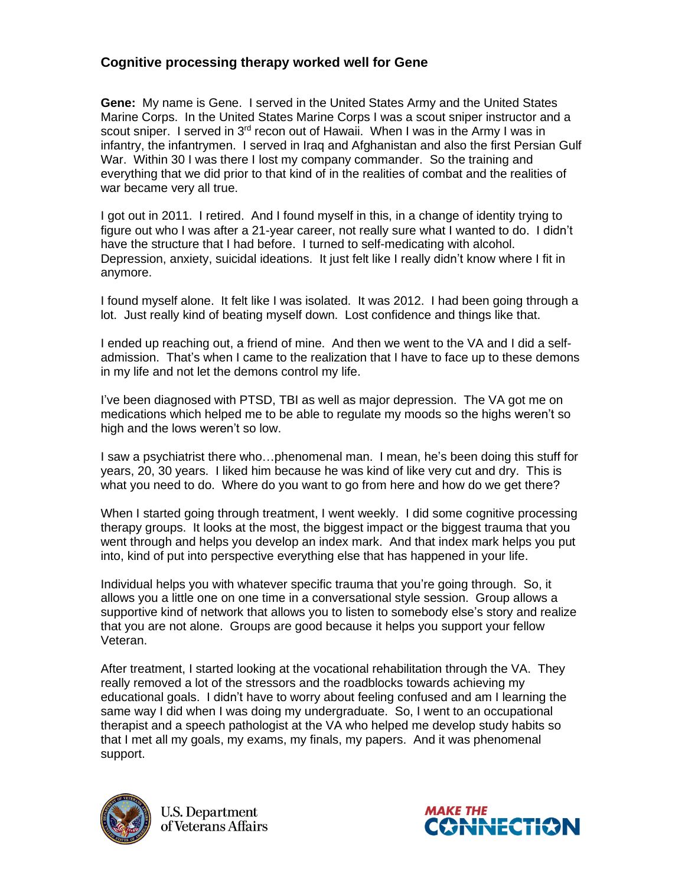## Cognitive processing therapy worked well for Gene

**Gene:** My name is Gene. I served in the United States Army and the United States Marine Corps. In the United States Marine Corps I was a scout sniper instructor and a scout sniper. I served in 3rd recon out of Hawaii. When I was in the Army I was in infantry, the infantrymen. I served in Iraq and Afghanistan and also the first Persian Gulf War. Within 30 I was there I lost my company commander. So the training and everything that we did prior to that kind of in the realities of combat and the realities of war became very all true.

I got out in 2011. I retired. And I found myself in this, in a change of identity trying to figure out who I was after a 21-year career, not really sure what I wanted to do. I didn't have the structure that I had before. I turned to self-medicating with alcohol. Depression, anxiety, suicidal ideations. It just felt like I really didn't know where I fit in anymore.

I found myself alone. It felt like I was isolated. It was 2012. I had been going through a lot. Just really kind of beating myself down. Lost confidence and things like that.

I ended up reaching out, a friend of mine. And then we went to the VA and I did a self-admission. That's when I came to the realization that I have to face up to these demons in my life and not let the demons control my life.

I've been diagnosed with PTSD, TBI as well as major depression. The VA got me on medications which helped me to be able to regulate my moods so the highs weren't so high and the lows weren't so low.

I saw a psychiatrist there who…phenomenal man. I mean, he's been doing this stuff for years, 20, 30 years. I liked him because he was kind of like very cut and dry. This is what you need to do. Where do you want to go from here and how do we get there?

When I started going through treatment, I went weekly. I did some cognitive processing therapy groups. It looks at the most, the biggest impact or the biggest trauma that you went through and helps you develop an index mark. And that index mark helps you put into, kind of put into perspective everything else that has happened in your life.

Individual helps you with whatever specific trauma that you're going through. So, it allows you a little one on one time in a conversational style session. Group allows a supportive kind of network that allows you to listen to somebody else's story and realize that you are not alone. Groups are good because it helps you support your fellow Veteran.

After treatment, I started looking at the vocational rehabilitation through the VA. They really removed a lot of the stressors and the roadblocks towards achieving my educational goals. I didn't have to worry about feeling confused and am I learning the same way I did when I was doing my undergraduate. So, I went to an occupational therapist and a speech pathologist at the VA who helped me develop study habits so that I met all my goals, my exams, my finals, my papers. And it was phenomenal support.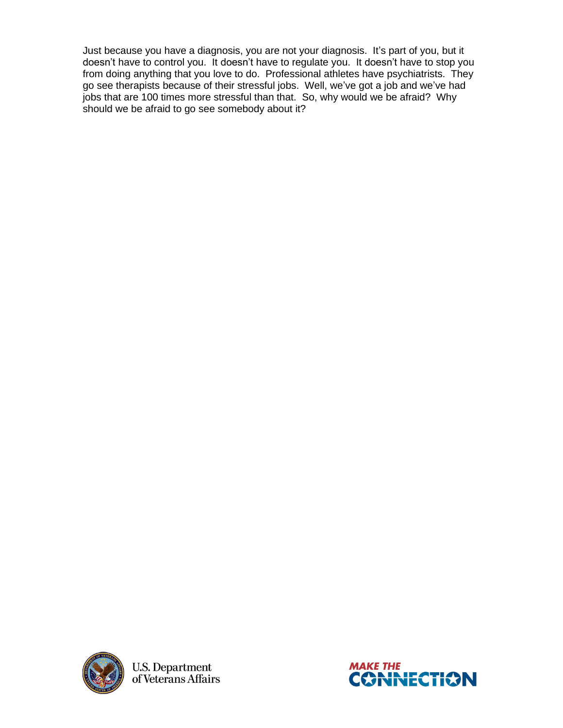Just because you have a diagnosis, you are not your diagnosis. It's part of you, but it doesn't have to control you. It doesn't have to regulate you. It doesn't have to stop you from doing anything that you love to do. Professional athletes have psychiatrists. They go see therapists because of their stressful jobs. Well, we've got a job and we've had jobs that are 100 times more stressful than that. So, why would we be afraid? Why should we be afraid to go see somebody about it?